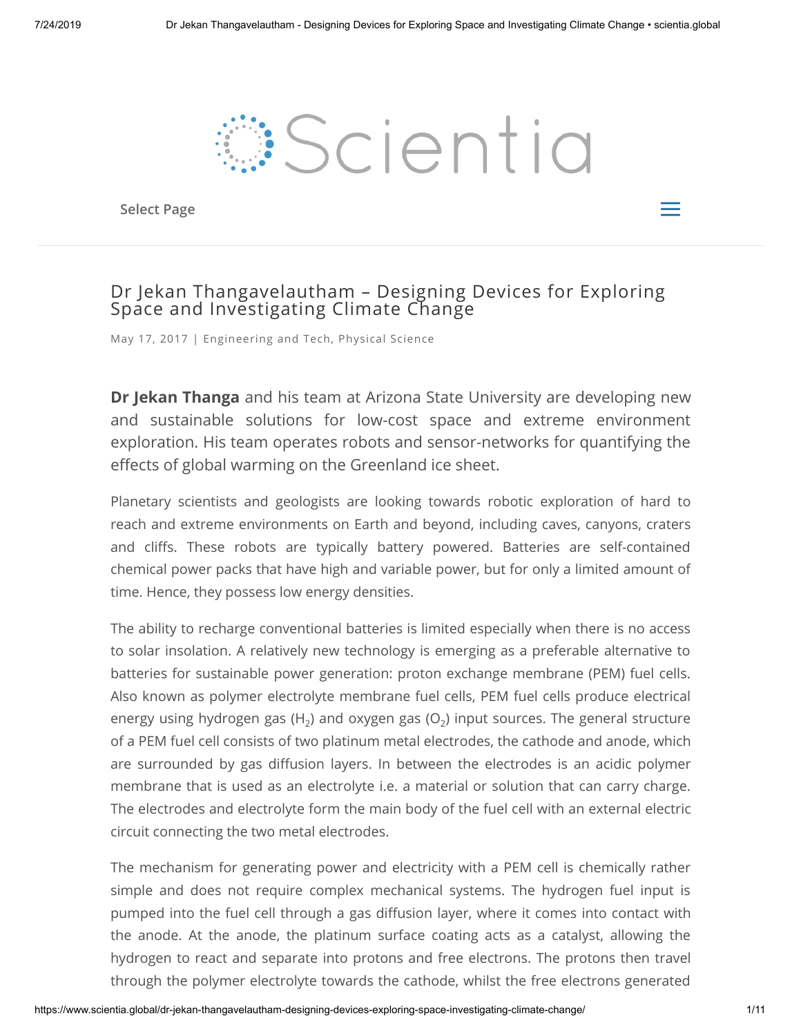Scientia

Select Page

# Dr Jekan Thangavelautham – Designing Devices for Exploring Space and Investigating Climate Change

May 17, 2017 | Engineering and Tech, Physical Science

**Dr Jekan Thanga** and his team at Arizona State University are developing new and sustainable solutions for low-cost space and extreme environment exploration. His team operates robots and sensor-networks for quantifying the effects of global warming on the Greenland ice sheet.

Planetary scientists and geologists are looking towards robotic exploration of hard to reach and extreme environments on Earth and beyond, including caves, canyons, craters and cliffs. These robots are typically battery powered. Batteries are self-contained chemical power packs that have high and variable power, but for only a limited amount of time. Hence, they possess low energy densities.

The ability to recharge conventional batteries is limited especially when there is no access to solar insolation. A relatively new technology is emerging as a preferable alternative to batteries for sustainable power generation: proton exchange membrane (PEM) fuel cells. Also known as polymer electrolyte membrane fuel cells, PEM fuel cells produce electrical energy using hydrogen gas ($H_2$) and oxygen gas ($O_2$) input sources. The general structure of a PEM fuel cell consists of two platinum metal electrodes, the cathode and anode, which are surrounded by gas diffusion layers. In between the electrodes is an acidic polymer membrane that is used as an electrolyte i.e. a material or solution that can carry charge. The electrodes and electrolyte form the main body of the fuel cell with an external electric circuit connecting the two metal electrodes.

The mechanism for generating power and electricity with a PEM cell is chemically rather simple and does not require complex mechanical systems. The hydrogen fuel input is pumped into the fuel cell through a gas diffusion layer, where it comes into contact with the anode. At the anode, the platinum surface coating acts as a catalyst, allowing the hydrogen to react and separate into protons and free electrons. The protons then travel through the polymer electrolyte towards the cathode, whilst the free electrons generated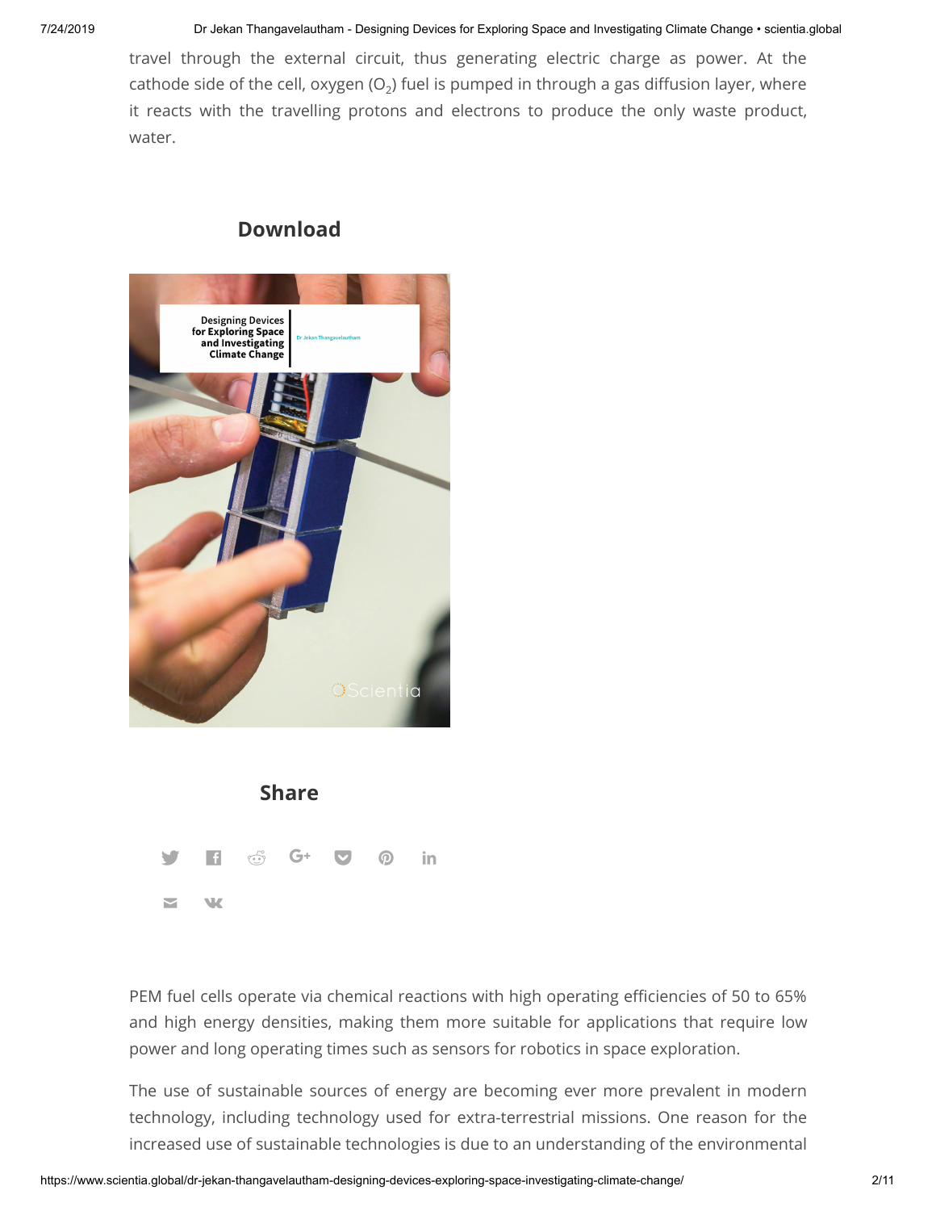travel through the external circuit, thus generating electric charge as power. At the cathode side of the cell, oxygen ($O_2$) fuel is pumped in through a gas diffusion layer, where it reacts with the travelling protons and electrons to produce the only waste product, water.

## Download

## Share

PEM fuel cells operate via chemical reactions with high operating efficiencies of 50 to 65% and high energy densities, making them more suitable for applications that require low power and long operating times such as sensors for robotics in space exploration.

The use of sustainable sources of energy are becoming ever more prevalent in modern technology, including technology used for extra-terrestrial missions. One reason for the increased use of sustainable technologies is due to an understanding of the environmental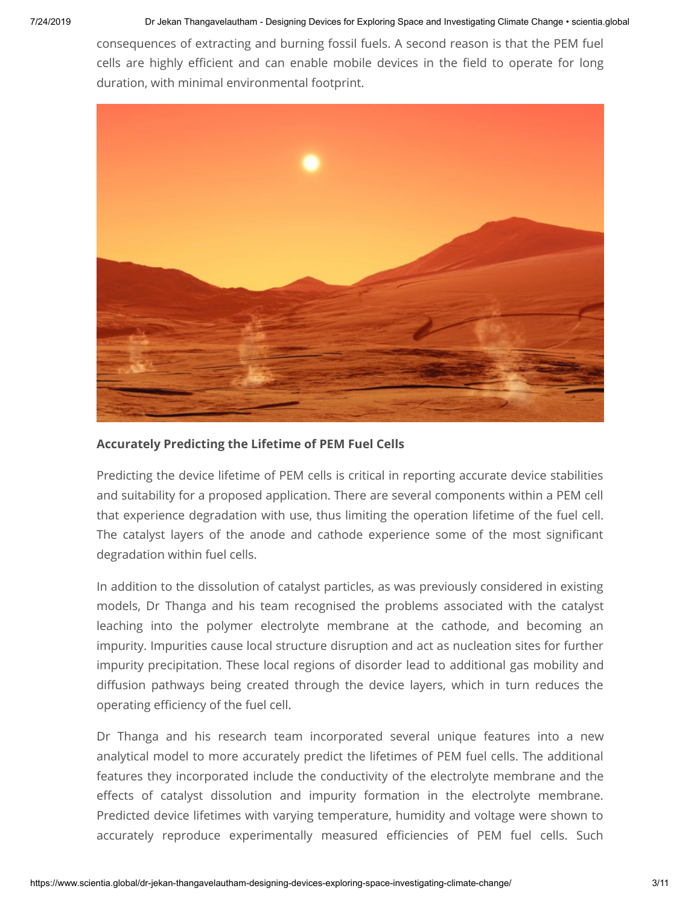consequences of extracting and burning fossil fuels. A second reason is that the PEM fuel cells are highly efficient and can enable mobile devices in the field to operate for long duration, with minimal environmental footprint.

**Accurately Predicting the Lifetime of PEM Fuel Cells**

Predicting the device lifetime of PEM cells is critical in reporting accurate device stabilities and suitability for a proposed application. There are several components within a PEM cell that experience degradation with use, thus limiting the operation lifetime of the fuel cell. The catalyst layers of the anode and cathode experience some of the most significant degradation within fuel cells.

In addition to the dissolution of catalyst particles, as was previously considered in existing models, Dr Thanga and his team recognised the problems associated with the catalyst leaching into the polymer electrolyte membrane at the cathode, and becoming an impurity. Impurities cause local structure disruption and act as nucleation sites for further impurity precipitation. These local regions of disorder lead to additional gas mobility and diffusion pathways being created through the device layers, which in turn reduces the operating efficiency of the fuel cell.

Dr Thanga and his research team incorporated several unique features into a new analytical model to more accurately predict the lifetimes of PEM fuel cells. The additional features they incorporated include the conductivity of the electrolyte membrane and the effects of catalyst dissolution and impurity formation in the electrolyte membrane. Predicted device lifetimes with varying temperature, humidity and voltage were shown to accurately reproduce experimentally measured efficiencies of PEM fuel cells. Such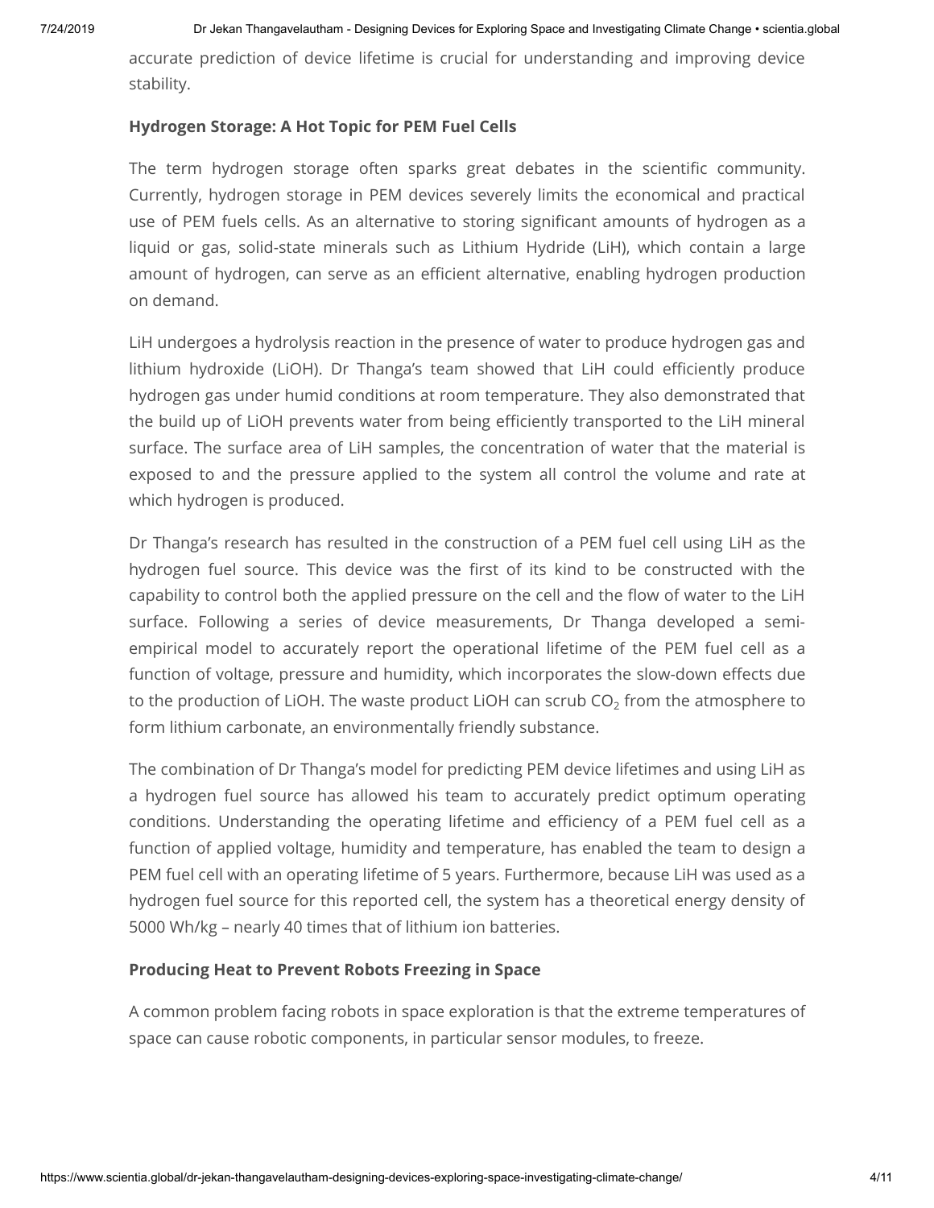accurate prediction of device lifetime is crucial for understanding and improving device stability.

### Hydrogen Storage: A Hot Topic for PEM Fuel Cells

The term hydrogen storage often sparks great debates in the scientific community. Currently, hydrogen storage in PEM devices severely limits the economical and practical use of PEM fuels cells. As an alternative to storing significant amounts of hydrogen as a liquid or gas, solid-state minerals such as Lithium Hydride (LiH), which contain a large amount of hydrogen, can serve as an efficient alternative, enabling hydrogen production on demand.

LiH undergoes a hydrolysis reaction in the presence of water to produce hydrogen gas and lithium hydroxide (LiOH). Dr Thanga's team showed that LiH could efficiently produce hydrogen gas under humid conditions at room temperature. They also demonstrated that the build up of LiOH prevents water from being efficiently transported to the LiH mineral surface. The surface area of LiH samples, the concentration of water that the material is exposed to and the pressure applied to the system all control the volume and rate at which hydrogen is produced.

Dr Thanga's research has resulted in the construction of a PEM fuel cell using LiH as the hydrogen fuel source. This device was the first of its kind to be constructed with the capability to control both the applied pressure on the cell and the flow of water to the LiH surface. Following a series of device measurements, Dr Thanga developed a semi-empirical model to accurately report the operational lifetime of the PEM fuel cell as a function of voltage, pressure and humidity, which incorporates the slow-down effects due to the production of LiOH. The waste product LiOH can scrub $CO_2$ from the atmosphere to form lithium carbonate, an environmentally friendly substance.

The combination of Dr Thanga's model for predicting PEM device lifetimes and using LiH as a hydrogen fuel source has allowed his team to accurately predict optimum operating conditions. Understanding the operating lifetime and efficiency of a PEM fuel cell as a function of applied voltage, humidity and temperature, has enabled the team to design a PEM fuel cell with an operating lifetime of 5 years. Furthermore, because LiH was used as a hydrogen fuel source for this reported cell, the system has a theoretical energy density of 5000 Wh/kg – nearly 40 times that of lithium ion batteries.

### Producing Heat to Prevent Robots Freezing in Space

A common problem facing robots in space exploration is that the extreme temperatures of space can cause robotic components, in particular sensor modules, to freeze.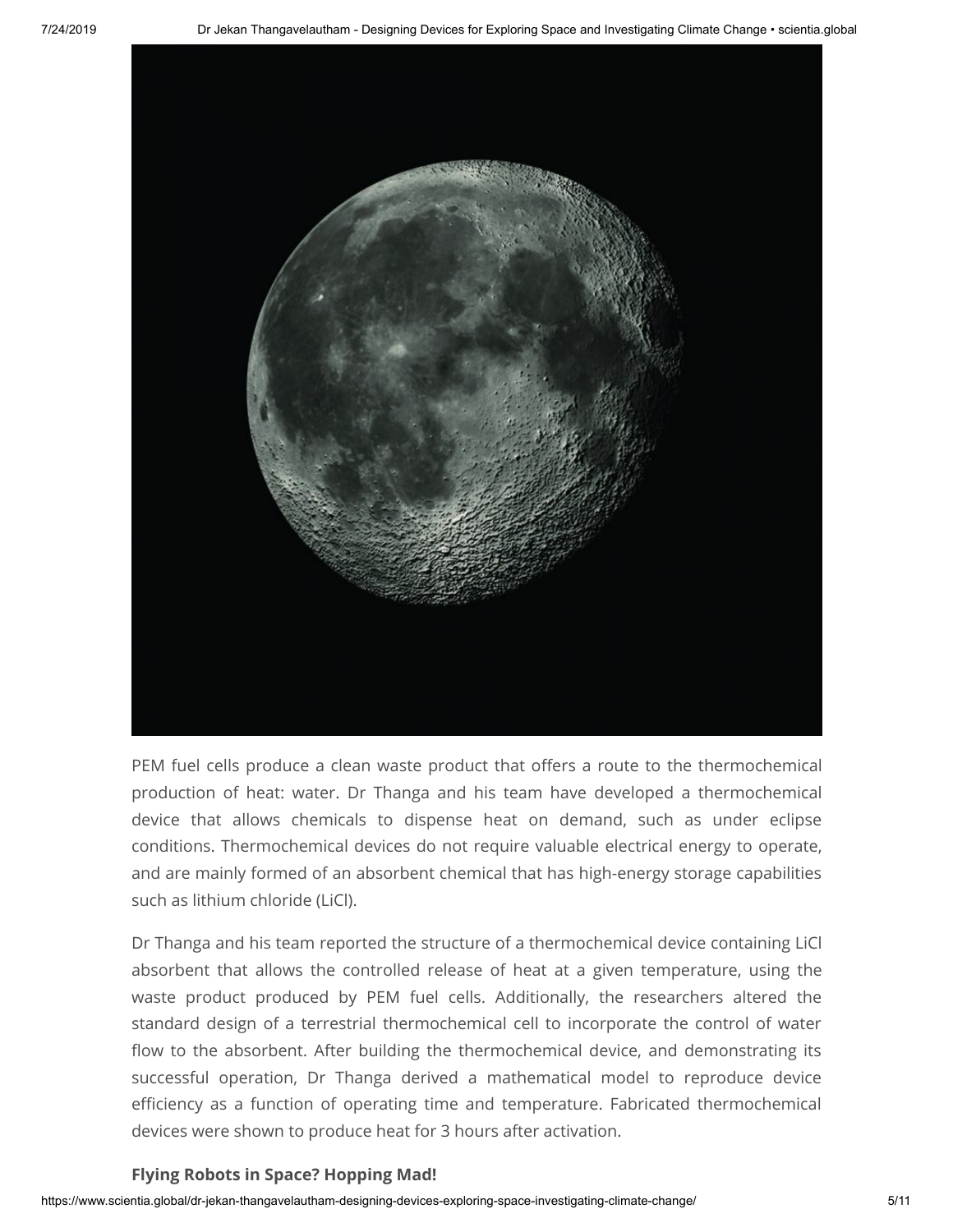PEM fuel cells produce a clean waste product that offers a route to the thermochemical production of heat: water. Dr Thanga and his team have developed a thermochemical device that allows chemicals to dispense heat on demand, such as under eclipse conditions. Thermochemical devices do not require valuable electrical energy to operate, and are mainly formed of an absorbent chemical that has high-energy storage capabilities such as lithium chloride (LiCl).

Dr Thanga and his team reported the structure of a thermochemical device containing LiCl absorbent that allows the controlled release of heat at a given temperature, using the waste product produced by PEM fuel cells. Additionally, the researchers altered the standard design of a terrestrial thermochemical cell to incorporate the control of water flow to the absorbent. After building the thermochemical device, and demonstrating its successful operation, Dr Thanga derived a mathematical model to reproduce device efficiency as a function of operating time and temperature. Fabricated thermochemical devices were shown to produce heat for 3 hours after activation.

### Flying Robots in Space? Hopping Mad!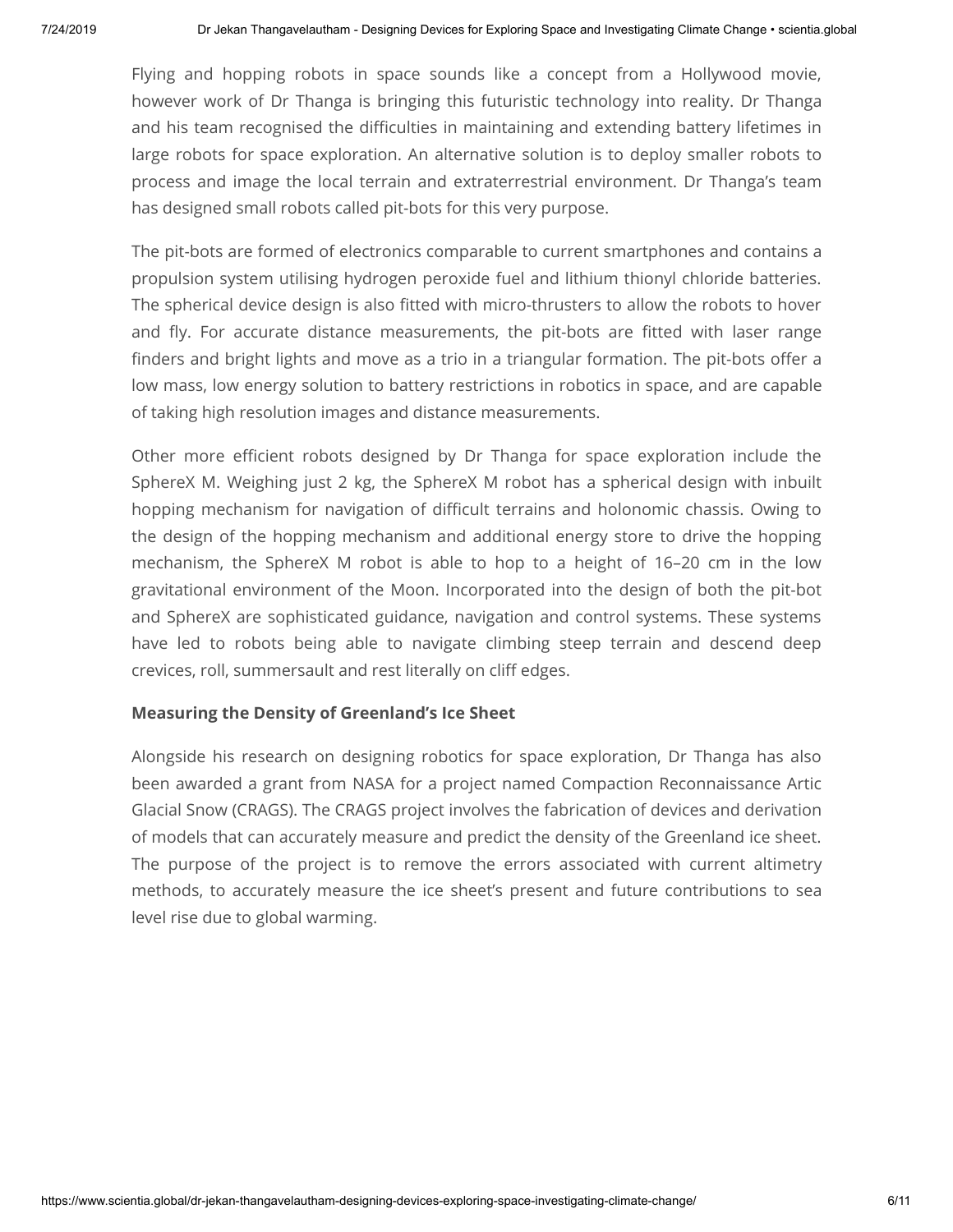Flying and hopping robots in space sounds like a concept from a Hollywood movie, however work of Dr Thanga is bringing this futuristic technology into reality. Dr Thanga and his team recognised the difficulties in maintaining and extending battery lifetimes in large robots for space exploration. An alternative solution is to deploy smaller robots to process and image the local terrain and extraterrestrial environment. Dr Thanga's team has designed small robots called pit-bots for this very purpose.

The pit-bots are formed of electronics comparable to current smartphones and contains a propulsion system utilising hydrogen peroxide fuel and lithium thionyl chloride batteries. The spherical device design is also fitted with micro-thrusters to allow the robots to hover and fly. For accurate distance measurements, the pit-bots are fitted with laser range finders and bright lights and move as a trio in a triangular formation. The pit-bots offer a low mass, low energy solution to battery restrictions in robotics in space, and are capable of taking high resolution images and distance measurements.

Other more efficient robots designed by Dr Thanga for space exploration include the SphereX M. Weighing just 2 kg, the SphereX M robot has a spherical design with inbuilt hopping mechanism for navigation of difficult terrains and holonomic chassis. Owing to the design of the hopping mechanism and additional energy store to drive the hopping mechanism, the SphereX M robot is able to hop to a height of 16–20 cm in the low gravitational environment of the Moon. Incorporated into the design of both the pit-bot and SphereX are sophisticated guidance, navigation and control systems. These systems have led to robots being able to navigate climbing steep terrain and descend deep crevices, roll, summersault and rest literally on cliff edges.

**Measuring the Density of Greenland's Ice Sheet**

Alongside his research on designing robotics for space exploration, Dr Thanga has also been awarded a grant from NASA for a project named Compaction Reconnaissance Artic Glacial Snow (CRAGS). The CRAGS project involves the fabrication of devices and derivation of models that can accurately measure and predict the density of the Greenland ice sheet. The purpose of the project is to remove the errors associated with current altimetry methods, to accurately measure the ice sheet's present and future contributions to sea level rise due to global warming.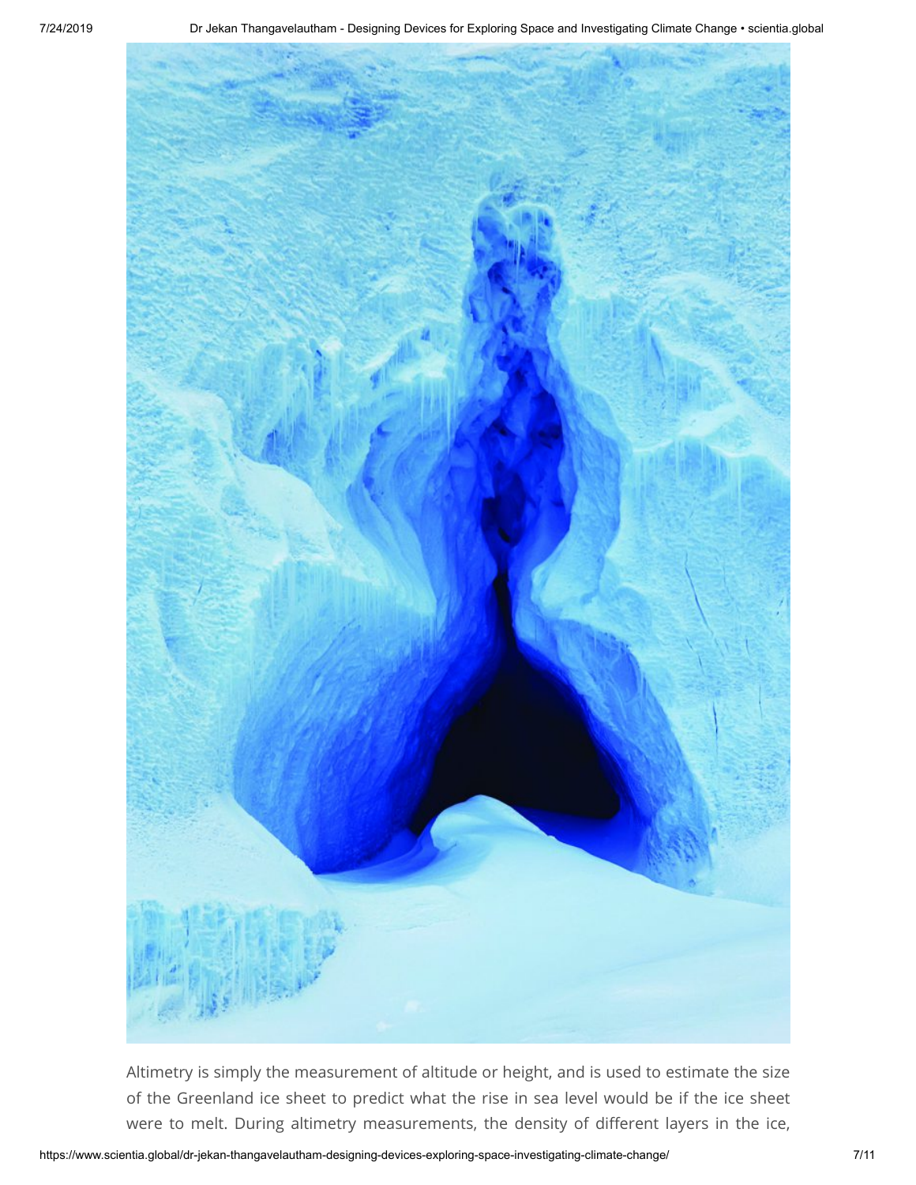Altimetry is simply the measurement of altitude or height, and is used to estimate the size of the Greenland ice sheet to predict what the rise in sea level would be if the ice sheet were to melt. During altimetry measurements, the density of different layers in the ice,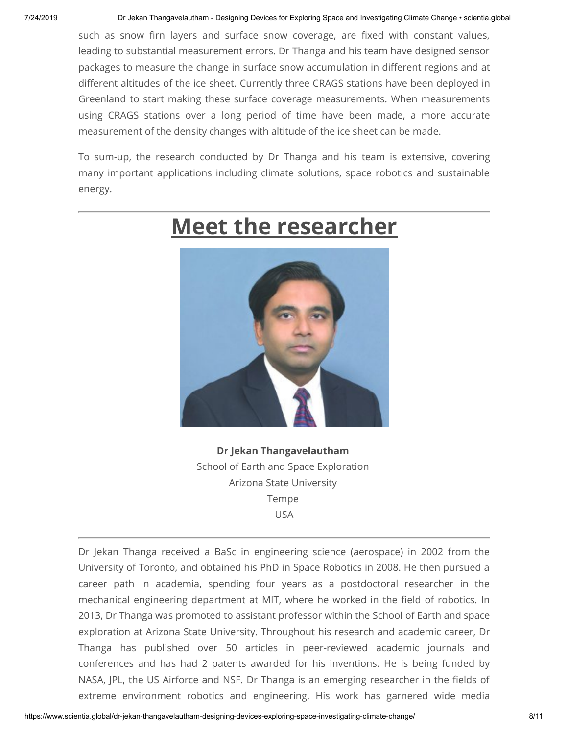such as snow firn layers and surface snow coverage, are fixed with constant values, leading to substantial measurement errors. Dr Thanga and his team have designed sensor packages to measure the change in surface snow accumulation in different regions and at different altitudes of the ice sheet. Currently three CRAGS stations have been deployed in Greenland to start making these surface coverage measurements. When measurements using CRAGS stations over a long period of time have been made, a more accurate measurement of the density changes with altitude of the ice sheet can be made.

To sum-up, the research conducted by Dr Thanga and his team is extensive, covering many important applications including climate solutions, space robotics and sustainable energy.

---

# Meet the researcher

**Dr Jekan Thangavelautham**
School of Earth and Space Exploration
Arizona State University
Tempe
USA

---

Dr Jekan Thanga received a BaSc in engineering science (aerospace) in 2002 from the University of Toronto, and obtained his PhD in Space Robotics in 2008. He then pursued a career path in academia, spending four years as a postdoctoral researcher in the mechanical engineering department at MIT, where he worked in the field of robotics. In 2013, Dr Thanga was promoted to assistant professor within the School of Earth and space exploration at Arizona State University. Throughout his research and academic career, Dr Thanga has published over 50 articles in peer-reviewed academic journals and conferences and has had 2 patents awarded for his inventions. He is being funded by NASA, JPL, the US Airforce and NSF. Dr Thanga is an emerging researcher in the fields of extreme environment robotics and engineering. His work has garnered wide media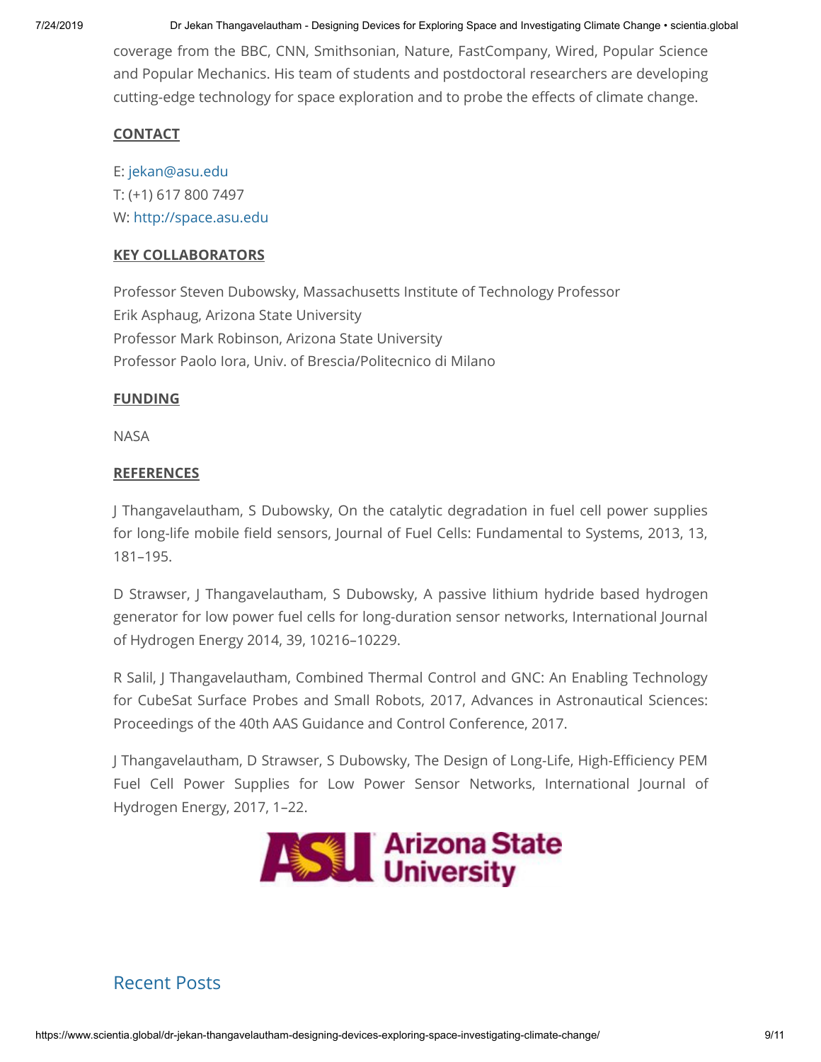coverage from the BBC, CNN, Smithsonian, Nature, FastCompany, Wired, Popular Science and Popular Mechanics. His team of students and postdoctoral researchers are developing cutting-edge technology for space exploration and to probe the effects of climate change.

**CONTACT**

E: jekan@asu.edu
T: (+1) 617 800 7497
W: http://space.asu.edu

**KEY COLLABORATORS**

Professor Steven Dubowsky, Massachusetts Institute of Technology Professor
Erik Asphaug, Arizona State University
Professor Mark Robinson, Arizona State University
Professor Paolo Iora, Univ. of Brescia/Politecnico di Milano

**FUNDING**

NASA

**REFERENCES**

J Thangavelautham, S Dubowsky, On the catalytic degradation in fuel cell power supplies for long-life mobile field sensors, Journal of Fuel Cells: Fundamental to Systems, 2013, 13, 181–195.

D Strawser, J Thangavelautham, S Dubowsky, A passive lithium hydride based hydrogen generator for low power fuel cells for long-duration sensor networks, International Journal of Hydrogen Energy 2014, 39, 10216–10229.

R Salil, J Thangavelautham, Combined Thermal Control and GNC: An Enabling Technology for CubeSat Surface Probes and Small Robots, 2017, Advances in Astronautical Sciences: Proceedings of the 40th AAS Guidance and Control Conference, 2017.

J Thangavelautham, D Strawser, S Dubowsky, The Design of Long-Life, High-Efficiency PEM Fuel Cell Power Supplies for Low Power Sensor Networks, International Journal of Hydrogen Energy, 2017, 1–22.

Arizona State University

## Recent Posts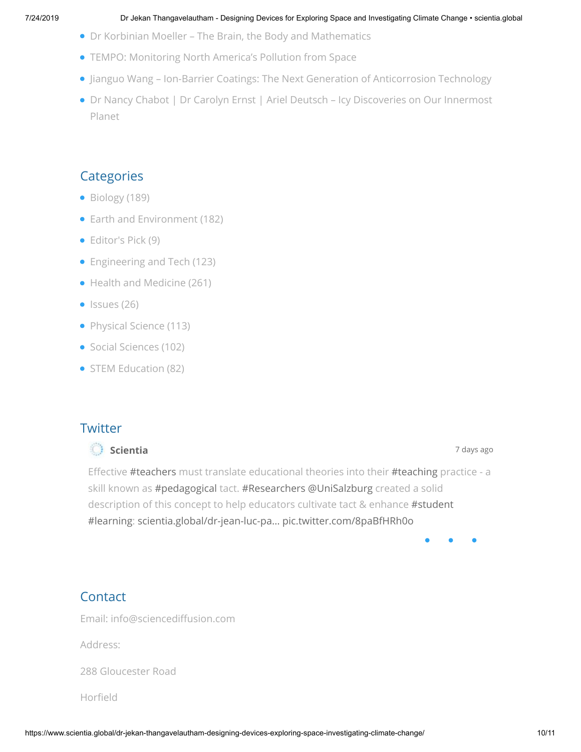- Dr Korbinian Moeller – The Brain, the Body and Mathematics
- TEMPO: Monitoring North America's Pollution from Space
- Jianguo Wang – Ion-Barrier Coatings: The Next Generation of Anticorrosion Technology
- Dr Nancy Chabot | Dr Carolyn Ernst | Ariel Deutsch – Icy Discoveries on Our Innermost Planet

## Categories

- Biology (189)
- Earth and Environment (182)
- Editor's Pick (9)
- Engineering and Tech (123)
- Health and Medicine (261)
- Issues (26)
- Physical Science (113)
- Social Sciences (102)
- STEM Education (82)

## Twitter

**Scientia** 7 days ago

Effective #teachers must translate educational theories into their #teaching practice - a skill known as #pedagogical tact. #Researchers @UniSalzburg created a solid description of this concept to help educators cultivate tact & enhance #student #learning: scientia.global/dr-jean-luc-pa... pic.twitter.com/8paBfHRh0o

## Contact

Email: info@sciencediffusion.com

Address:

288 Gloucester Road

Horfield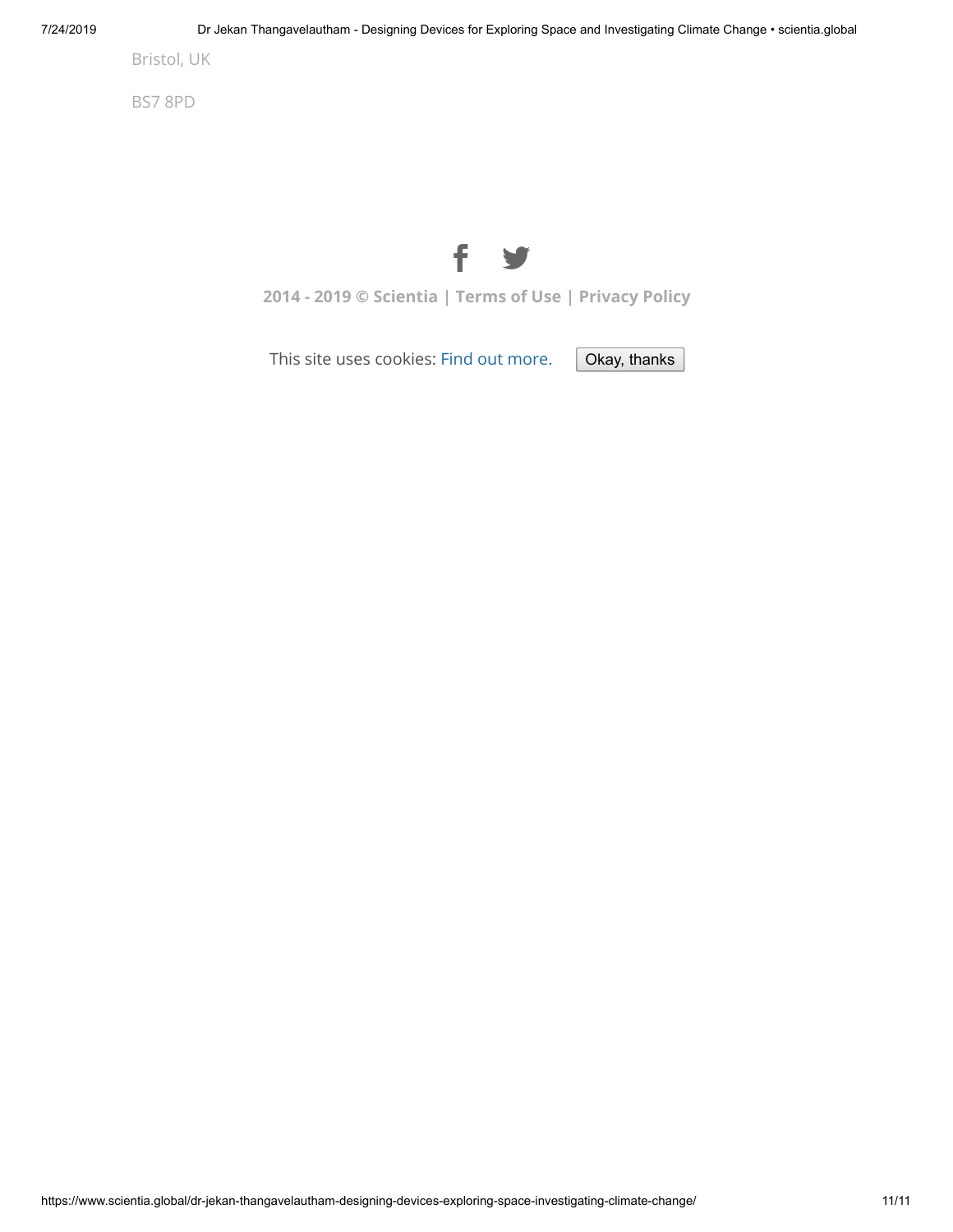Bristol, UK

BS7 8PD

2014 - 2019 © Scientia | Terms of Use | Privacy Policy

This site uses cookies: Find out more. Okay, thanks